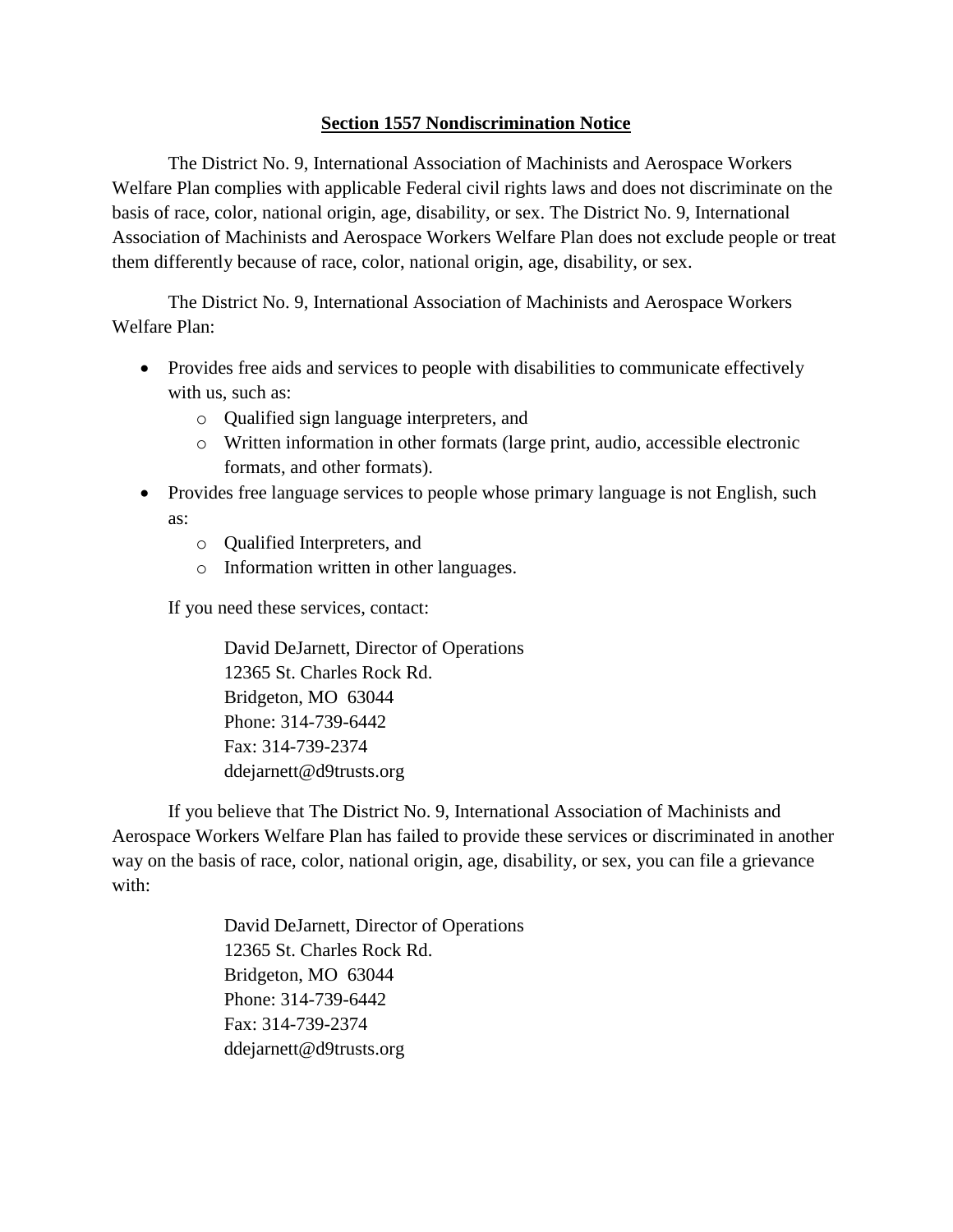## Section 1557 Nondiscrimination Notice

The District No. 9, International Association of Machinists and Aerospace Workers Welfare Plan complies with applicable Federal civil rights laws and does not discriminate on the basis of race, color, national origin, age, disability, or sex. The District No. 9, International Association of Machinists and Aerospace Workers Welfare Plan does not exclude people or treat them differently because of race, color, national origin, age, disability, or sex.

The District No. 9, International Association of Machinists and Aerospace Workers Welfare Plan:

- Provides free aids and services to people with disabilities to communicate effectively with us, such as:
  - Qualified sign language interpreters, and
  - Written information in other formats (large print, audio, accessible electronic formats, and other formats).
- Provides free language services to people whose primary language is not English, such as:
  - Qualified Interpreters, and
  - Information written in other languages.

If you need these services, contact:

David DeJarnett, Director of Operations
12365 St. Charles Rock Rd.
Bridgeton, MO 63044
Phone: 314-739-6442
Fax: 314-739-2374
ddejarnett@d9trusts.org

If you believe that The District No. 9, International Association of Machinists and Aerospace Workers Welfare Plan has failed to provide these services or discriminated in another way on the basis of race, color, national origin, age, disability, or sex, you can file a grievance with:

David DeJarnett, Director of Operations
12365 St. Charles Rock Rd.
Bridgeton, MO 63044
Phone: 314-739-6442
Fax: 314-739-2374
ddejarnett@d9trusts.org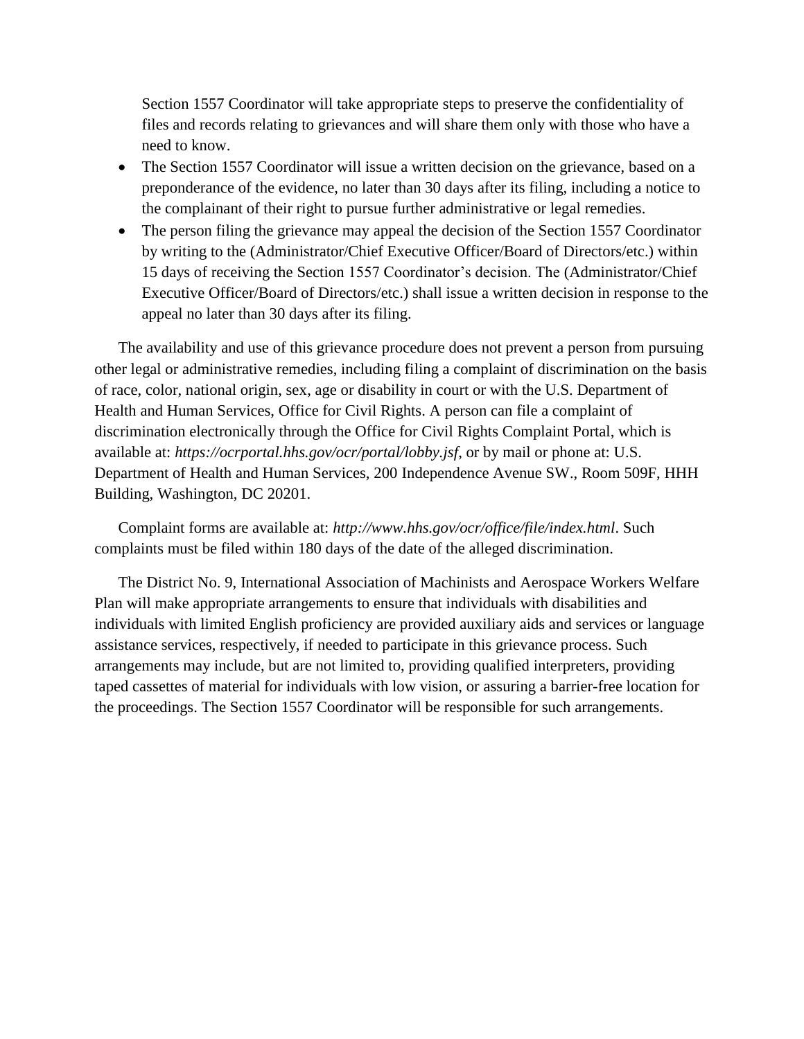Section 1557 Coordinator will take appropriate steps to preserve the confidentiality of files and records relating to grievances and will share them only with those who have a need to know.

- The Section 1557 Coordinator will issue a written decision on the grievance, based on a preponderance of the evidence, no later than 30 days after its filing, including a notice to the complainant of their right to pursue further administrative or legal remedies.
- The person filing the grievance may appeal the decision of the Section 1557 Coordinator by writing to the (Administrator/Chief Executive Officer/Board of Directors/etc.) within 15 days of receiving the Section 1557 Coordinator's decision. The (Administrator/Chief Executive Officer/Board of Directors/etc.) shall issue a written decision in response to the appeal no later than 30 days after its filing.

The availability and use of this grievance procedure does not prevent a person from pursuing other legal or administrative remedies, including filing a complaint of discrimination on the basis of race, color, national origin, sex, age or disability in court or with the U.S. Department of Health and Human Services, Office for Civil Rights. A person can file a complaint of discrimination electronically through the Office for Civil Rights Complaint Portal, which is available at: *https://ocrportal.hhs.gov/ocr/portal/lobby.jsf*, or by mail or phone at: U.S. Department of Health and Human Services, 200 Independence Avenue SW., Room 509F, HHH Building, Washington, DC 20201.

Complaint forms are available at: *http://www.hhs.gov/ocr/office/file/index.html*. Such complaints must be filed within 180 days of the date of the alleged discrimination.

The District No. 9, International Association of Machinists and Aerospace Workers Welfare Plan will make appropriate arrangements to ensure that individuals with disabilities and individuals with limited English proficiency are provided auxiliary aids and services or language assistance services, respectively, if needed to participate in this grievance process. Such arrangements may include, but are not limited to, providing qualified interpreters, providing taped cassettes of material for individuals with low vision, or assuring a barrier-free location for the proceedings. The Section 1557 Coordinator will be responsible for such arrangements.